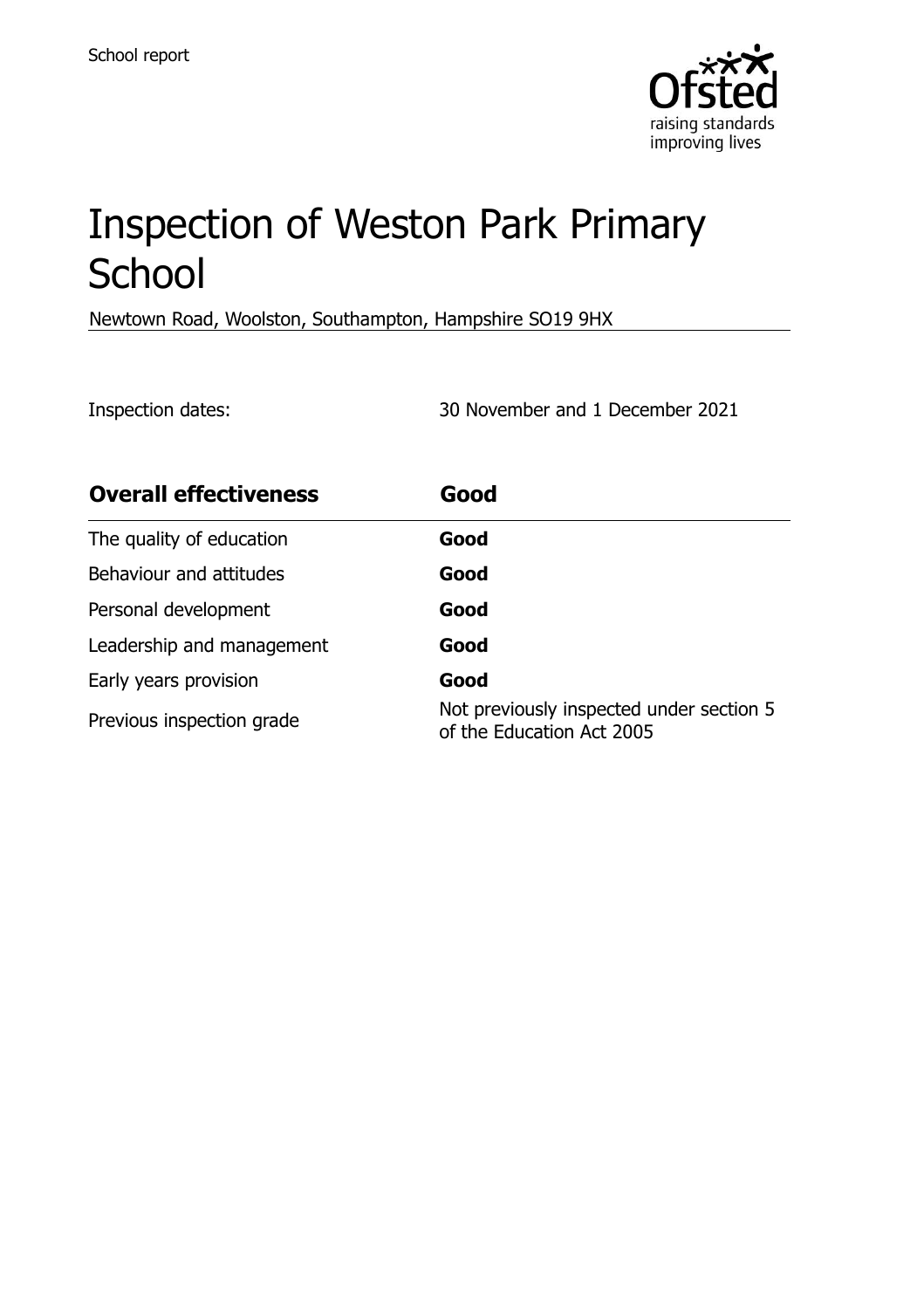School report

# Inspection of Weston Park Primary School

Newtown Road, Woolston, Southampton, Hampshire SO19 9HX

Inspection dates: 30 November and 1 December 2021

| **Overall effectiveness** | **Good** |
| --- | --- |
| The quality of education | **Good** |
| Behaviour and attitudes | **Good** |
| Personal development | **Good** |
| Leadership and management | **Good** |
| Early years provision | **Good** |
| Previous inspection grade | Not previously inspected under section 5 of the Education Act 2005 |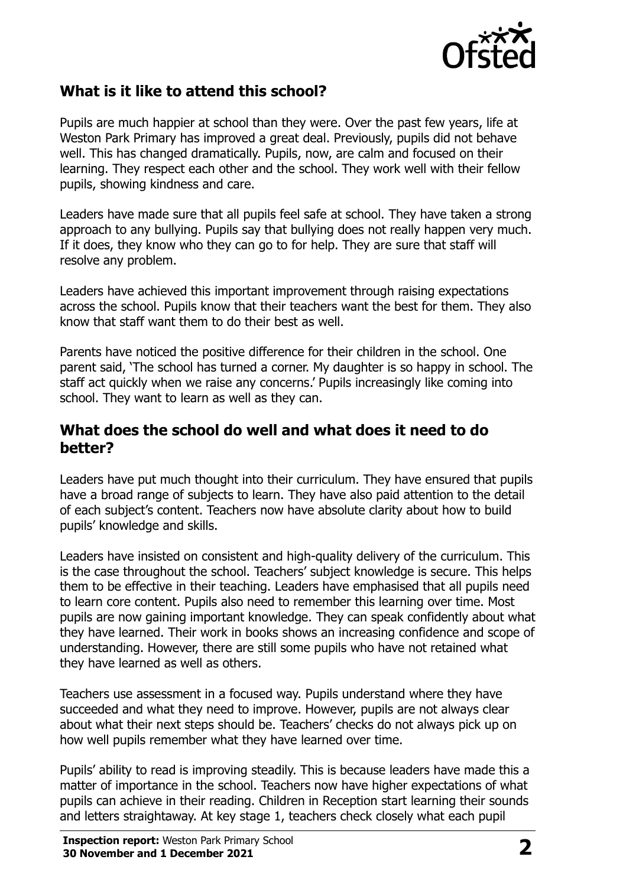## What is it like to attend this school?

Pupils are much happier at school than they were. Over the past few years, life at Weston Park Primary has improved a great deal. Previously, pupils did not behave well. This has changed dramatically. Pupils, now, are calm and focused on their learning. They respect each other and the school. They work well with their fellow pupils, showing kindness and care.

Leaders have made sure that all pupils feel safe at school. They have taken a strong approach to any bullying. Pupils say that bullying does not really happen very much. If it does, they know who they can go to for help. They are sure that staff will resolve any problem.

Leaders have achieved this important improvement through raising expectations across the school. Pupils know that their teachers want the best for them. They also know that staff want them to do their best as well.

Parents have noticed the positive difference for their children in the school. One parent said, 'The school has turned a corner. My daughter is so happy in school. The staff act quickly when we raise any concerns.' Pupils increasingly like coming into school. They want to learn as well as they can.

## What does the school do well and what does it need to do better?

Leaders have put much thought into their curriculum. They have ensured that pupils have a broad range of subjects to learn. They have also paid attention to the detail of each subject's content. Teachers now have absolute clarity about how to build pupils' knowledge and skills.

Leaders have insisted on consistent and high-quality delivery of the curriculum. This is the case throughout the school. Teachers' subject knowledge is secure. This helps them to be effective in their teaching. Leaders have emphasised that all pupils need to learn core content. Pupils also need to remember this learning over time. Most pupils are now gaining important knowledge. They can speak confidently about what they have learned. Their work in books shows an increasing confidence and scope of understanding. However, there are still some pupils who have not retained what they have learned as well as others.

Teachers use assessment in a focused way. Pupils understand where they have succeeded and what they need to improve. However, pupils are not always clear about what their next steps should be. Teachers' checks do not always pick up on how well pupils remember what they have learned over time.

Pupils' ability to read is improving steadily. This is because leaders have made this a matter of importance in the school. Teachers now have higher expectations of what pupils can achieve in their reading. Children in Reception start learning their sounds and letters straightaway. At key stage 1, teachers check closely what each pupil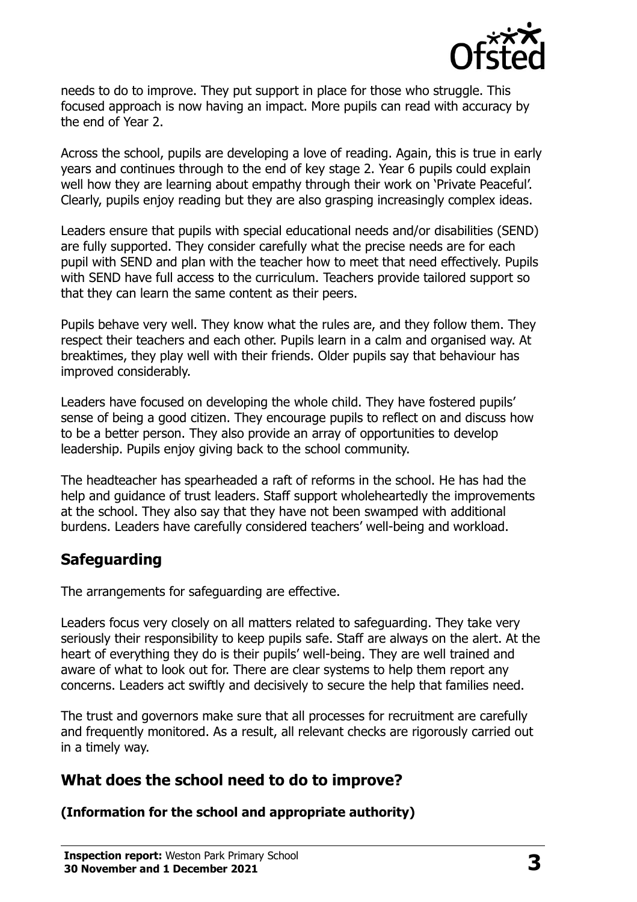needs to do to improve. They put support in place for those who struggle. This focused approach is now having an impact. More pupils can read with accuracy by the end of Year 2.

Across the school, pupils are developing a love of reading. Again, this is true in early years and continues through to the end of key stage 2. Year 6 pupils could explain well how they are learning about empathy through their work on 'Private Peaceful'. Clearly, pupils enjoy reading but they are also grasping increasingly complex ideas.

Leaders ensure that pupils with special educational needs and/or disabilities (SEND) are fully supported. They consider carefully what the precise needs are for each pupil with SEND and plan with the teacher how to meet that need effectively. Pupils with SEND have full access to the curriculum. Teachers provide tailored support so that they can learn the same content as their peers.

Pupils behave very well. They know what the rules are, and they follow them. They respect their teachers and each other. Pupils learn in a calm and organised way. At breaktimes, they play well with their friends. Older pupils say that behaviour has improved considerably.

Leaders have focused on developing the whole child. They have fostered pupils' sense of being a good citizen. They encourage pupils to reflect on and discuss how to be a better person. They also provide an array of opportunities to develop leadership. Pupils enjoy giving back to the school community.

The headteacher has spearheaded a raft of reforms in the school. He has had the help and guidance of trust leaders. Staff support wholeheartedly the improvements at the school. They also say that they have not been swamped with additional burdens. Leaders have carefully considered teachers' well-being and workload.

## Safeguarding

The arrangements for safeguarding are effective.

Leaders focus very closely on all matters related to safeguarding. They take very seriously their responsibility to keep pupils safe. Staff are always on the alert. At the heart of everything they do is their pupils' well-being. They are well trained and aware of what to look out for. There are clear systems to help them report any concerns. Leaders act swiftly and decisively to secure the help that families need.

The trust and governors make sure that all processes for recruitment are carefully and frequently monitored. As a result, all relevant checks are rigorously carried out in a timely way.

## What does the school need to do to improve?

**(Information for the school and appropriate authority)**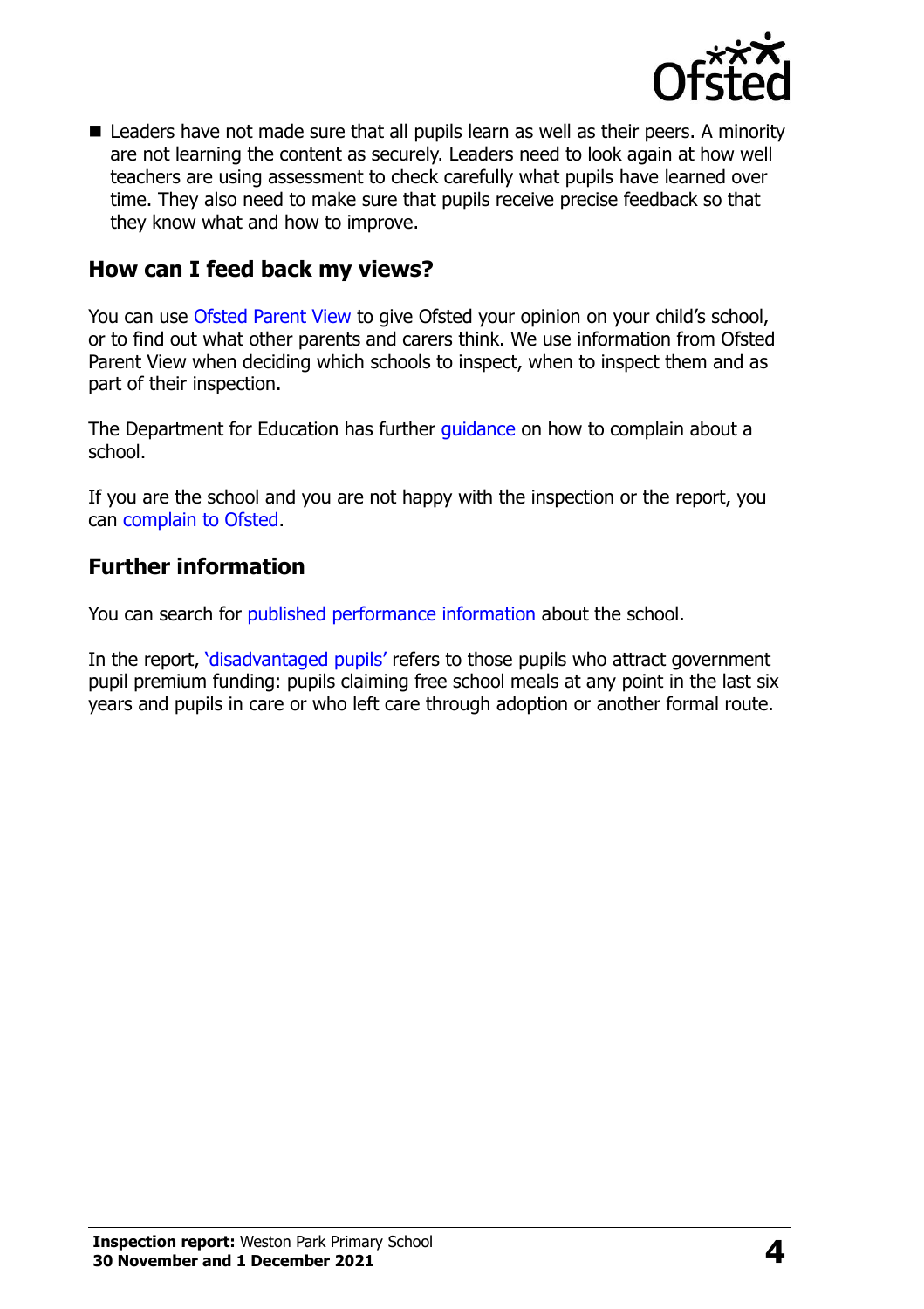- Leaders have not made sure that all pupils learn as well as their peers. A minority are not learning the content as securely. Leaders need to look again at how well teachers are using assessment to check carefully what pupils have learned over time. They also need to make sure that pupils receive precise feedback so that they know what and how to improve.

## How can I feed back my views?

You can use Ofsted Parent View to give Ofsted your opinion on your child's school, or to find out what other parents and carers think. We use information from Ofsted Parent View when deciding which schools to inspect, when to inspect them and as part of their inspection.

The Department for Education has further guidance on how to complain about a school.

If you are the school and you are not happy with the inspection or the report, you can complain to Ofsted.

## Further information

You can search for published performance information about the school.

In the report, 'disadvantaged pupils' refers to those pupils who attract government pupil premium funding: pupils claiming free school meals at any point in the last six years and pupils in care or who left care through adoption or another formal route.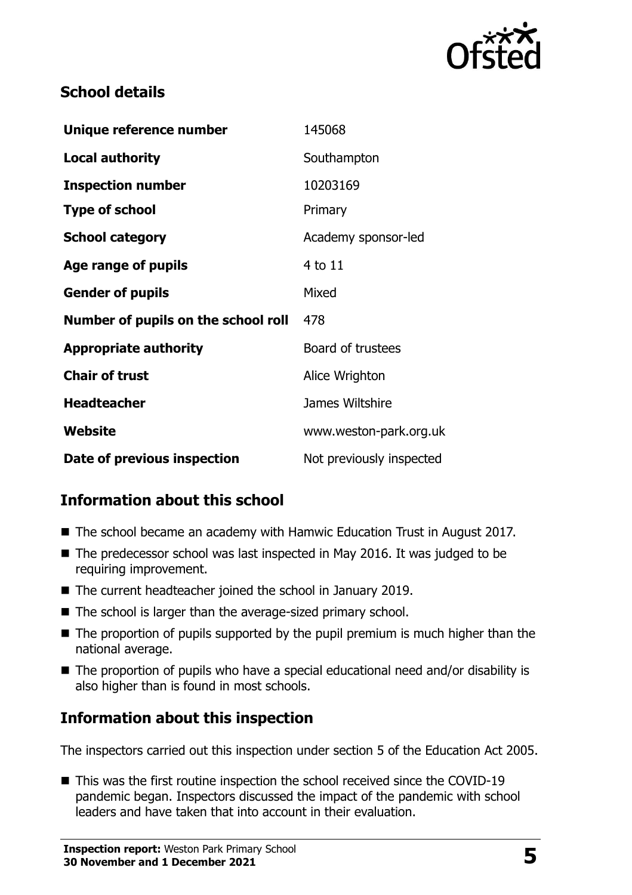## School details

| | |
|---|---|
| **Unique reference number** | 145068 |
| **Local authority** | Southampton |
| **Inspection number** | 10203169 |
| **Type of school** | Primary |
| **School category** | Academy sponsor-led |
| **Age range of pupils** | 4 to 11 |
| **Gender of pupils** | Mixed |
| **Number of pupils on the school roll** | 478 |
| **Appropriate authority** | Board of trustees |
| **Chair of trust** | Alice Wrighton |
| **Headteacher** | James Wiltshire |
| **Website** | www.weston-park.org.uk |
| **Date of previous inspection** | Not previously inspected |

## Information about this school

- The school became an academy with Hamwic Education Trust in August 2017.
- The predecessor school was last inspected in May 2016. It was judged to be requiring improvement.
- The current headteacher joined the school in January 2019.
- The school is larger than the average-sized primary school.
- The proportion of pupils supported by the pupil premium is much higher than the national average.
- The proportion of pupils who have a special educational need and/or disability is also higher than is found in most schools.

## Information about this inspection

The inspectors carried out this inspection under section 5 of the Education Act 2005.

- This was the first routine inspection the school received since the COVID-19 pandemic began. Inspectors discussed the impact of the pandemic with school leaders and have taken that into account in their evaluation.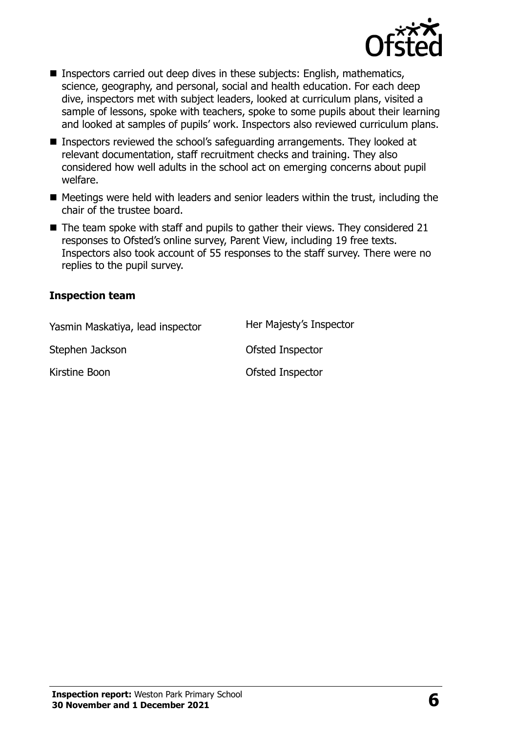- Inspectors carried out deep dives in these subjects: English, mathematics, science, geography, and personal, social and health education. For each deep dive, inspectors met with subject leaders, looked at curriculum plans, visited a sample of lessons, spoke with teachers, spoke to some pupils about their learning and looked at samples of pupils' work. Inspectors also reviewed curriculum plans.
- Inspectors reviewed the school's safeguarding arrangements. They looked at relevant documentation, staff recruitment checks and training. They also considered how well adults in the school act on emerging concerns about pupil welfare.
- Meetings were held with leaders and senior leaders within the trust, including the chair of the trustee board.
- The team spoke with staff and pupils to gather their views. They considered 21 responses to Ofsted's online survey, Parent View, including 19 free texts. Inspectors also took account of 55 responses to the staff survey. There were no replies to the pupil survey.

### Inspection team

| | |
|---|---|
| Yasmin Maskatiya, lead inspector | Her Majesty's Inspector |
| Stephen Jackson | Ofsted Inspector |
| Kirstine Boon | Ofsted Inspector |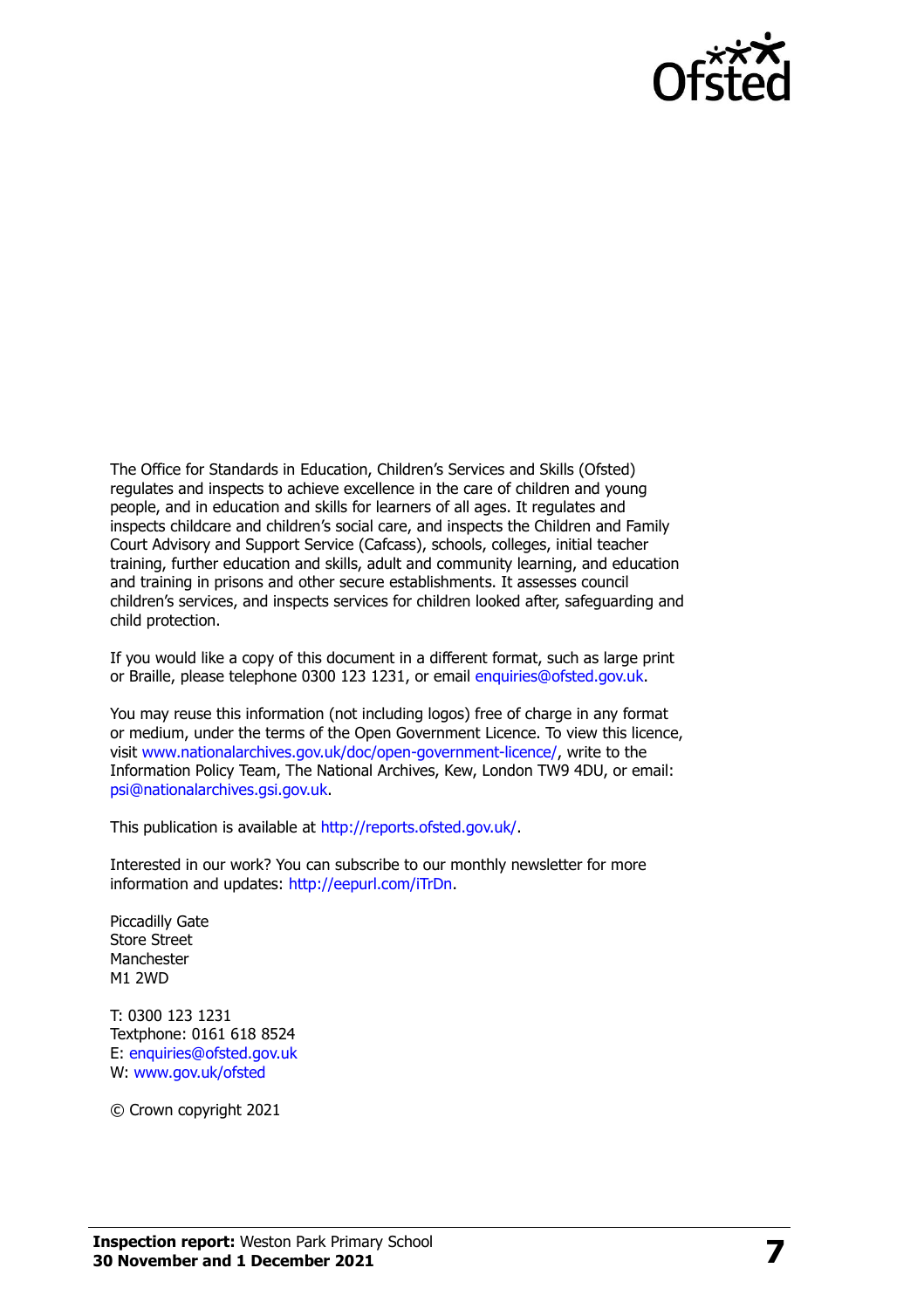The Office for Standards in Education, Children's Services and Skills (Ofsted) regulates and inspects to achieve excellence in the care of children and young people, and in education and skills for learners of all ages. It regulates and inspects childcare and children's social care, and inspects the Children and Family Court Advisory and Support Service (Cafcass), schools, colleges, initial teacher training, further education and skills, adult and community learning, and education and training in prisons and other secure establishments. It assesses council children's services, and inspects services for children looked after, safeguarding and child protection.

If you would like a copy of this document in a different format, such as large print or Braille, please telephone 0300 123 1231, or email enquiries@ofsted.gov.uk.

You may reuse this information (not including logos) free of charge in any format or medium, under the terms of the Open Government Licence. To view this licence, visit www.nationalarchives.gov.uk/doc/open-government-licence/, write to the Information Policy Team, The National Archives, Kew, London TW9 4DU, or email: psi@nationalarchives.gsi.gov.uk.

This publication is available at http://reports.ofsted.gov.uk/.

Interested in our work? You can subscribe to our monthly newsletter for more information and updates: http://eepurl.com/iTrDn.

Piccadilly Gate
Store Street
Manchester
M1 2WD

T: 0300 123 1231
Textphone: 0161 618 8524
E: enquiries@ofsted.gov.uk
W: www.gov.uk/ofsted

© Crown copyright 2021